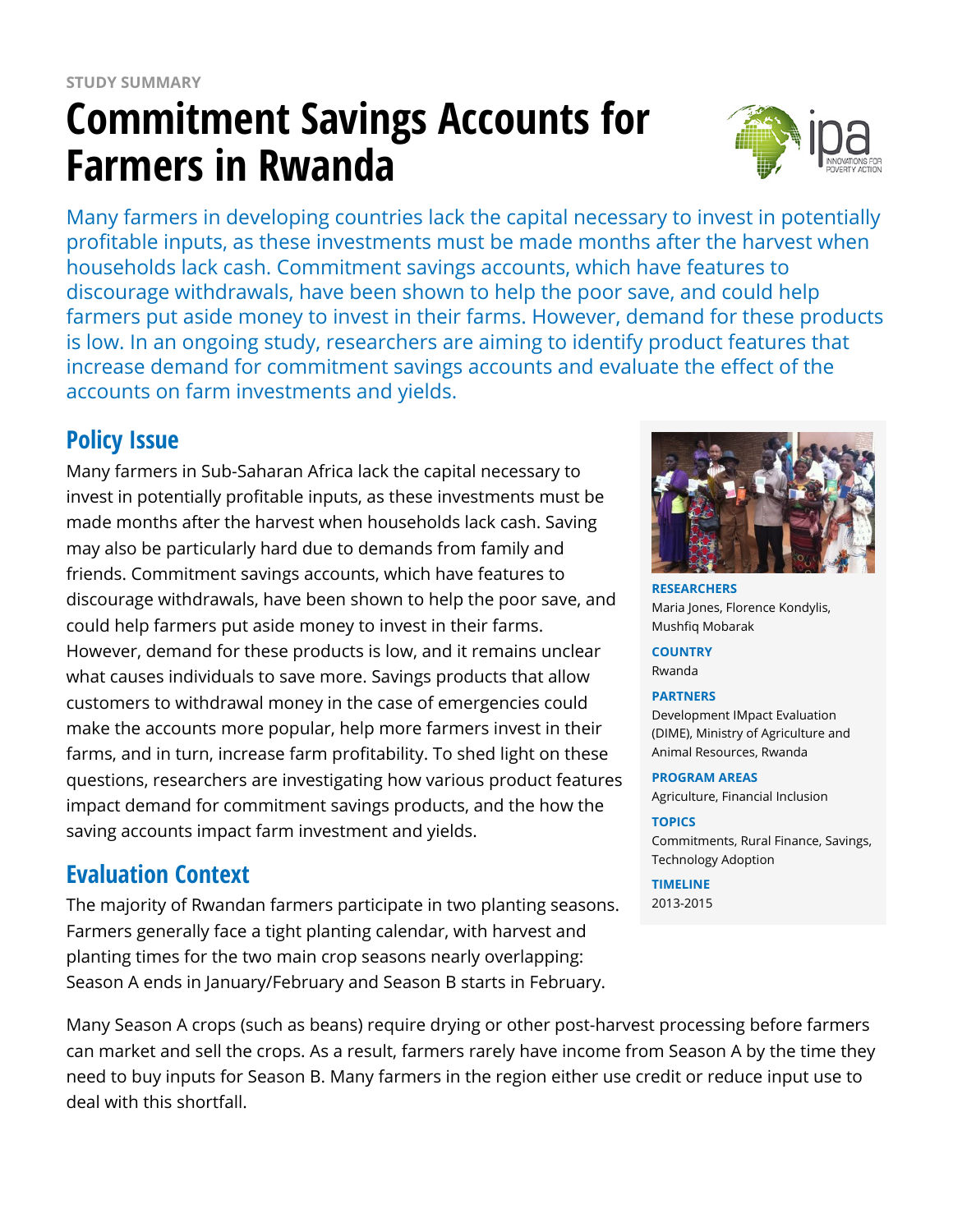STUDY SUMMARY

# Commitment Savings Accounts for Farmers in Rwanda

Many farmers in developing countries lack the capital necessary to invest in potentially profitable inputs, as these investments must be made months after the harvest when households lack cash. Commitment savings accounts, which have features to discourage withdrawals, have been shown to help the poor save, and could help farmers put aside money to invest in their farms. However, demand for these products is low. In an ongoing study, researchers are aiming to identify product features that increase demand for commitment savings accounts and evaluate the effect of the accounts on farm investments and yields.

**RESEARCHERS**
Maria Jones, Florence Kondylis, Mushfiq Mobarak

**COUNTRY**
Rwanda

**PARTNERS**
Development IMpact Evaluation (DIME), Ministry of Agriculture and Animal Resources, Rwanda

**PROGRAM AREAS**
Agriculture, Financial Inclusion

**TOPICS**
Commitments, Rural Finance, Savings, Technology Adoption

**TIMELINE**
2013-2015

## Policy Issue

Many farmers in Sub-Saharan Africa lack the capital necessary to invest in potentially profitable inputs, as these investments must be made months after the harvest when households lack cash. Saving may also be particularly hard due to demands from family and friends. Commitment savings accounts, which have features to discourage withdrawals, have been shown to help the poor save, and could help farmers put aside money to invest in their farms. However, demand for these products is low, and it remains unclear what causes individuals to save more. Savings products that allow customers to withdrawal money in the case of emergencies could make the accounts more popular, help more farmers invest in their farms, and in turn, increase farm profitability. To shed light on these questions, researchers are investigating how various product features impact demand for commitment savings products, and the how the saving accounts impact farm investment and yields.

## Evaluation Context

The majority of Rwandan farmers participate in two planting seasons. Farmers generally face a tight planting calendar, with harvest and planting times for the two main crop seasons nearly overlapping: Season A ends in January/February and Season B starts in February.

Many Season A crops (such as beans) require drying or other post-harvest processing before farmers can market and sell the crops. As a result, farmers rarely have income from Season A by the time they need to buy inputs for Season B. Many farmers in the region either use credit or reduce input use to deal with this shortfall.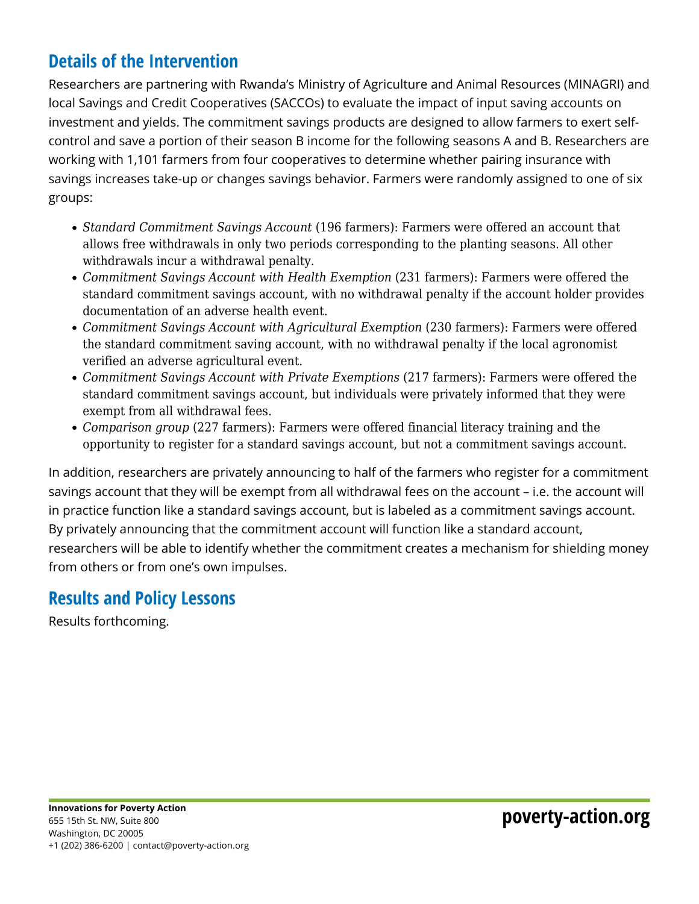## Details of the Intervention

Researchers are partnering with Rwanda's Ministry of Agriculture and Animal Resources (MINAGRI) and local Savings and Credit Cooperatives (SACCOs) to evaluate the impact of input saving accounts on investment and yields. The commitment savings products are designed to allow farmers to exert self-control and save a portion of their season B income for the following seasons A and B. Researchers are working with 1,101 farmers from four cooperatives to determine whether pairing insurance with savings increases take-up or changes savings behavior. Farmers were randomly assigned to one of six groups:

- *Standard Commitment Savings Account* (196 farmers): Farmers were offered an account that allows free withdrawals in only two periods corresponding to the planting seasons. All other withdrawals incur a withdrawal penalty.
- *Commitment Savings Account with Health Exemption* (231 farmers): Farmers were offered the standard commitment savings account, with no withdrawal penalty if the account holder provides documentation of an adverse health event.
- *Commitment Savings Account with Agricultural Exemption* (230 farmers): Farmers were offered the standard commitment saving account, with no withdrawal penalty if the local agronomist verified an adverse agricultural event.
- *Commitment Savings Account with Private Exemptions* (217 farmers): Farmers were offered the standard commitment savings account, but individuals were privately informed that they were exempt from all withdrawal fees.
- *Comparison group* (227 farmers): Farmers were offered financial literacy training and the opportunity to register for a standard savings account, but not a commitment savings account.

In addition, researchers are privately announcing to half of the farmers who register for a commitment savings account that they will be exempt from all withdrawal fees on the account – i.e. the account will in practice function like a standard savings account, but is labeled as a commitment savings account. By privately announcing that the commitment account will function like a standard account, researchers will be able to identify whether the commitment creates a mechanism for shielding money from others or from one's own impulses.

## Results and Policy Lessons

Results forthcoming.

**Innovations for Poverty Action**
655 15th St. NW, Suite 800
Washington, DC 20005
+1 (202) 386-6200 | contact@poverty-action.org

**poverty-action.org**